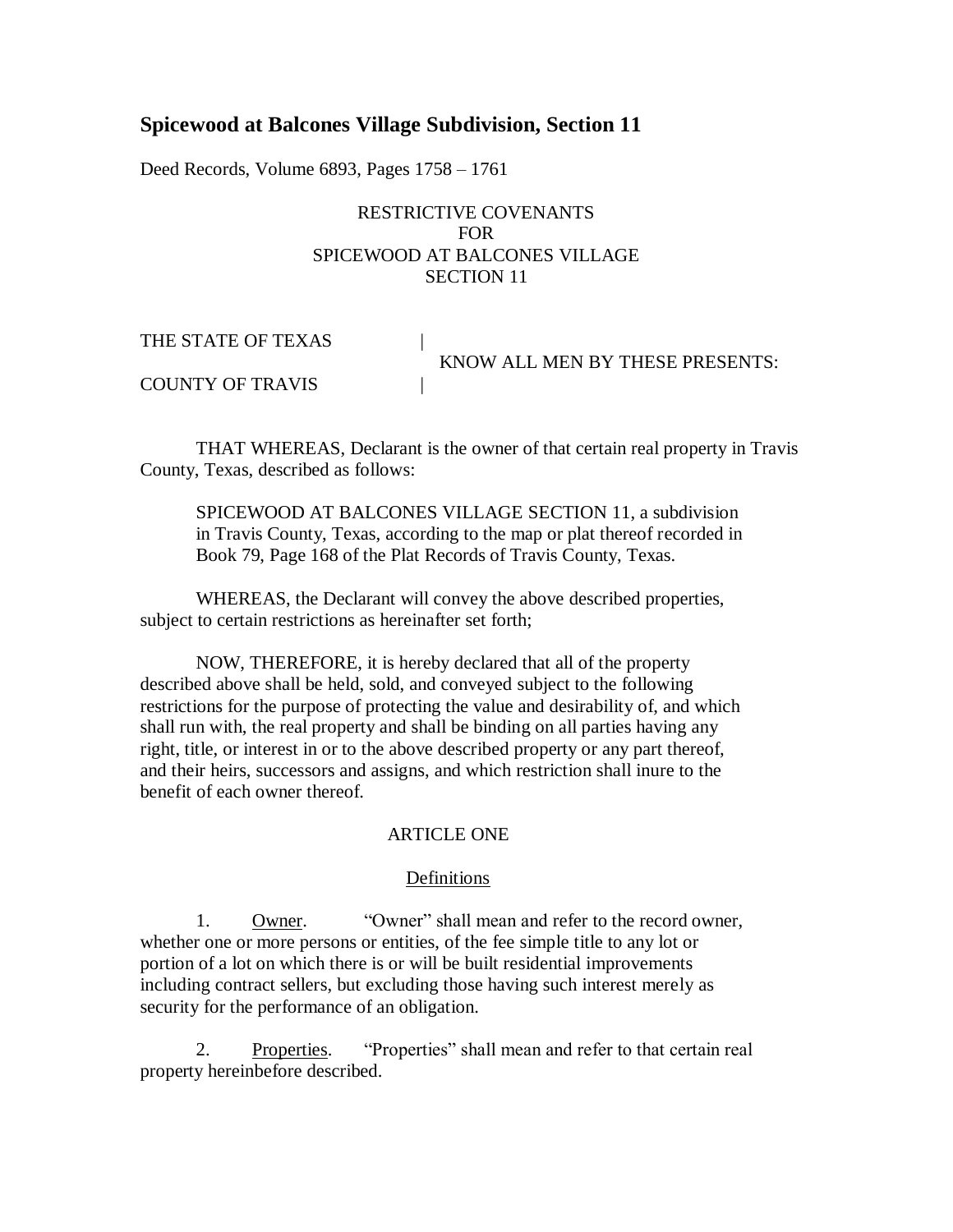# Spicewood at Balcones Village Subdivision, Section 11

Deed Records, Volume 6893, Pages 1758 – 1761

RESTRICTIVE COVENANTS
FOR
SPICEWOOD AT BALCONES VILLAGE
SECTION 11

THE STATE OF TEXAS |
KNOW ALL MEN BY THESE PRESENTS:
COUNTY OF TRAVIS |

THAT WHEREAS, Declarant is the owner of that certain real property in Travis County, Texas, described as follows:

> SPICEWOOD AT BALCONES VILLAGE SECTION 11, a subdivision in Travis County, Texas, according to the map or plat thereof recorded in Book 79, Page 168 of the Plat Records of Travis County, Texas.

WHEREAS, the Declarant will convey the above described properties, subject to certain restrictions as hereinafter set forth;

NOW, THEREFORE, it is hereby declared that all of the property described above shall be held, sold, and conveyed subject to the following restrictions for the purpose of protecting the value and desirability of, and which shall run with, the real property and shall be binding on all parties having any right, title, or interest in or to the above described property or any part thereof, and their heirs, successors and assigns, and which restriction shall inure to the benefit of each owner thereof.

## ARTICLE ONE

### Definitions

1. Owner. "Owner" shall mean and refer to the record owner, whether one or more persons or entities, of the fee simple title to any lot or portion of a lot on which there is or will be built residential improvements including contract sellers, but excluding those having such interest merely as security for the performance of an obligation.

2. Properties. "Properties" shall mean and refer to that certain real property hereinbefore described.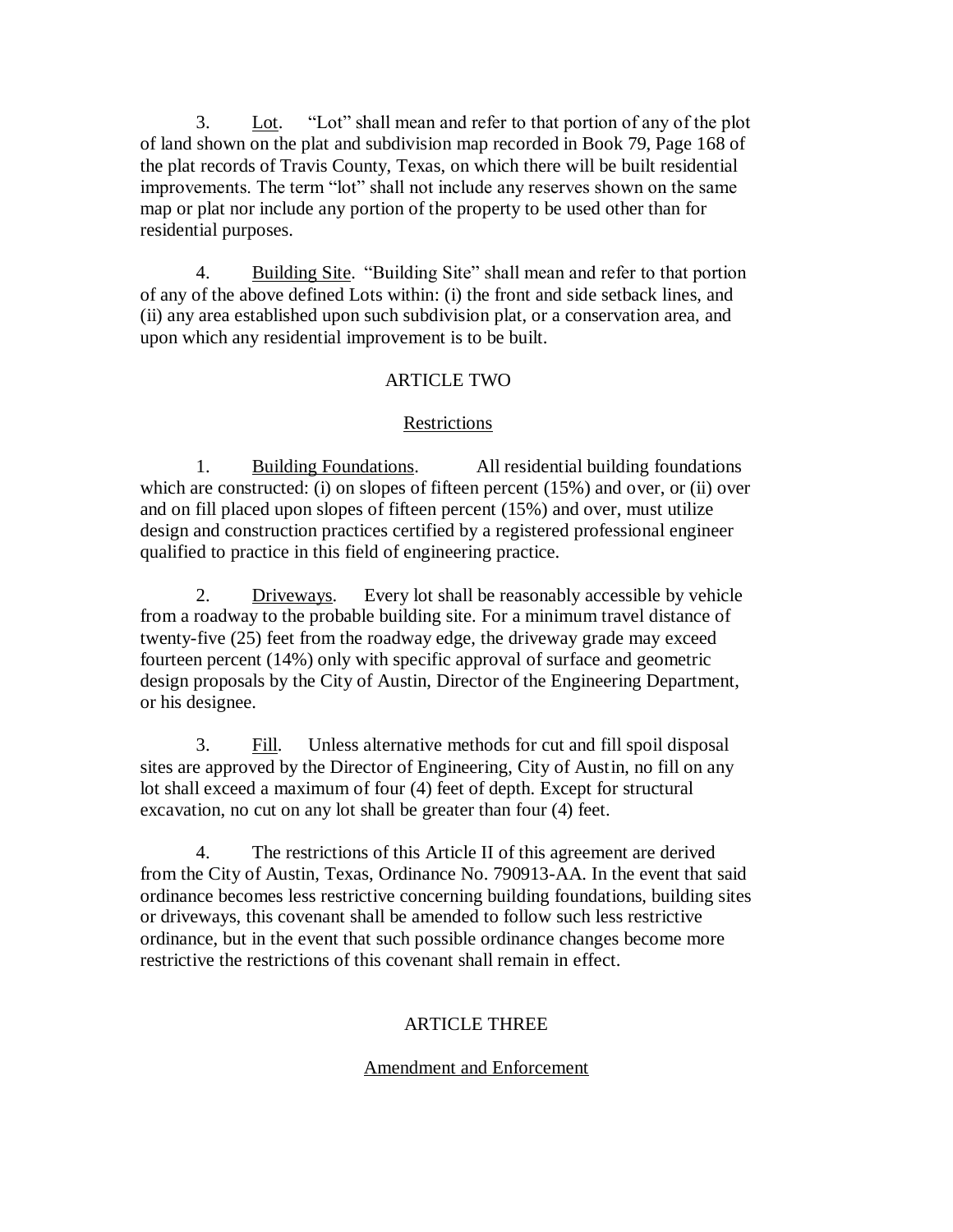3. <u>Lot</u>. "Lot" shall mean and refer to that portion of any of the plot of land shown on the plat and subdivision map recorded in Book 79, Page 168 of the plat records of Travis County, Texas, on which there will be built residential improvements. The term "lot" shall not include any reserves shown on the same map or plat nor include any portion of the property to be used other than for residential purposes.

4. <u>Building Site</u>. "Building Site" shall mean and refer to that portion of any of the above defined Lots within: (i) the front and side setback lines, and (ii) any area established upon such subdivision plat, or a conservation area, and upon which any residential improvement is to be built.

## ARTICLE TWO

### <u>Restrictions</u>

1. <u>Building Foundations</u>. All residential building foundations which are constructed: (i) on slopes of fifteen percent (15%) and over, or (ii) over and on fill placed upon slopes of fifteen percent (15%) and over, must utilize design and construction practices certified by a registered professional engineer qualified to practice in this field of engineering practice.

2. <u>Driveways</u>. Every lot shall be reasonably accessible by vehicle from a roadway to the probable building site. For a minimum travel distance of twenty-five (25) feet from the roadway edge, the driveway grade may exceed fourteen percent (14%) only with specific approval of surface and geometric design proposals by the City of Austin, Director of the Engineering Department, or his designee.

3. <u>Fill</u>. Unless alternative methods for cut and fill spoil disposal sites are approved by the Director of Engineering, City of Austin, no fill on any lot shall exceed a maximum of four (4) feet of depth. Except for structural excavation, no cut on any lot shall be greater than four (4) feet.

4. The restrictions of this Article II of this agreement are derived from the City of Austin, Texas, Ordinance No. 790913-AA. In the event that said ordinance becomes less restrictive concerning building foundations, building sites or driveways, this covenant shall be amended to follow such less restrictive ordinance, but in the event that such possible ordinance changes become more restrictive the restrictions of this covenant shall remain in effect.

## ARTICLE THREE

### <u>Amendment and Enforcement</u>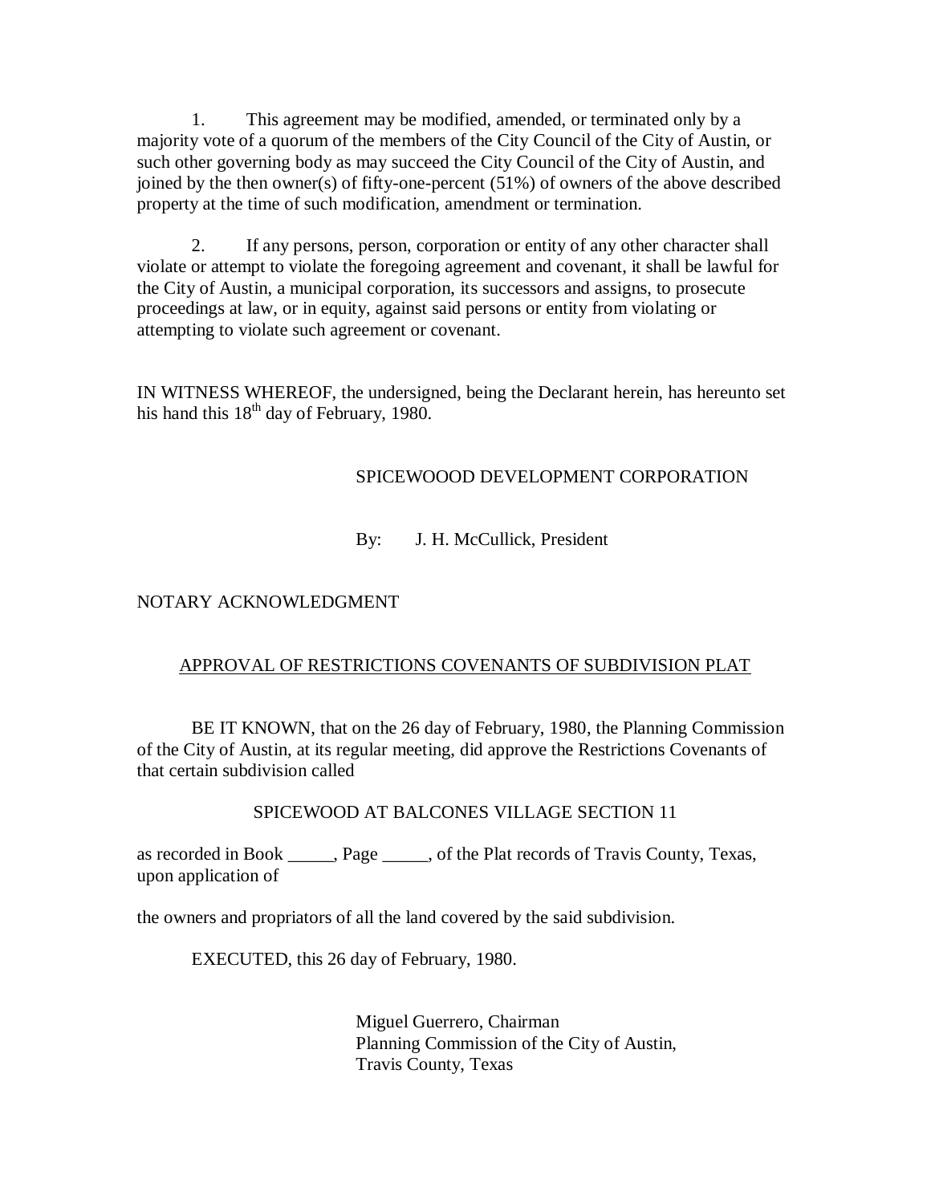1. This agreement may be modified, amended, or terminated only by a majority vote of a quorum of the members of the City Council of the City of Austin, or such other governing body as may succeed the City Council of the City of Austin, and joined by the then owner(s) of fifty-one-percent (51%) of owners of the above described property at the time of such modification, amendment or termination.

2. If any persons, person, corporation or entity of any other character shall violate or attempt to violate the foregoing agreement and covenant, it shall be lawful for the City of Austin, a municipal corporation, its successors and assigns, to prosecute proceedings at law, or in equity, against said persons or entity from violating or attempting to violate such agreement or covenant.

IN WITNESS WHEREOF, the undersigned, being the Declarant herein, has hereunto set his hand this 18th day of February, 1980.

SPICEWOOOD DEVELOPMENT CORPORATION

By: J. H. McCullick, President

NOTARY ACKNOWLEDGMENT

APPROVAL OF RESTRICTIONS COVENANTS OF SUBDIVISION PLAT

BE IT KNOWN, that on the 26 day of February, 1980, the Planning Commission of the City of Austin, at its regular meeting, did approve the Restrictions Covenants of that certain subdivision called

SPICEWOOD AT BALCONES VILLAGE SECTION 11

as recorded in Book _____, Page _____, of the Plat records of Travis County, Texas, upon application of

the owners and propriators of all the land covered by the said subdivision.

EXECUTED, this 26 day of February, 1980.

Miguel Guerrero, Chairman
Planning Commission of the City of Austin,
Travis County, Texas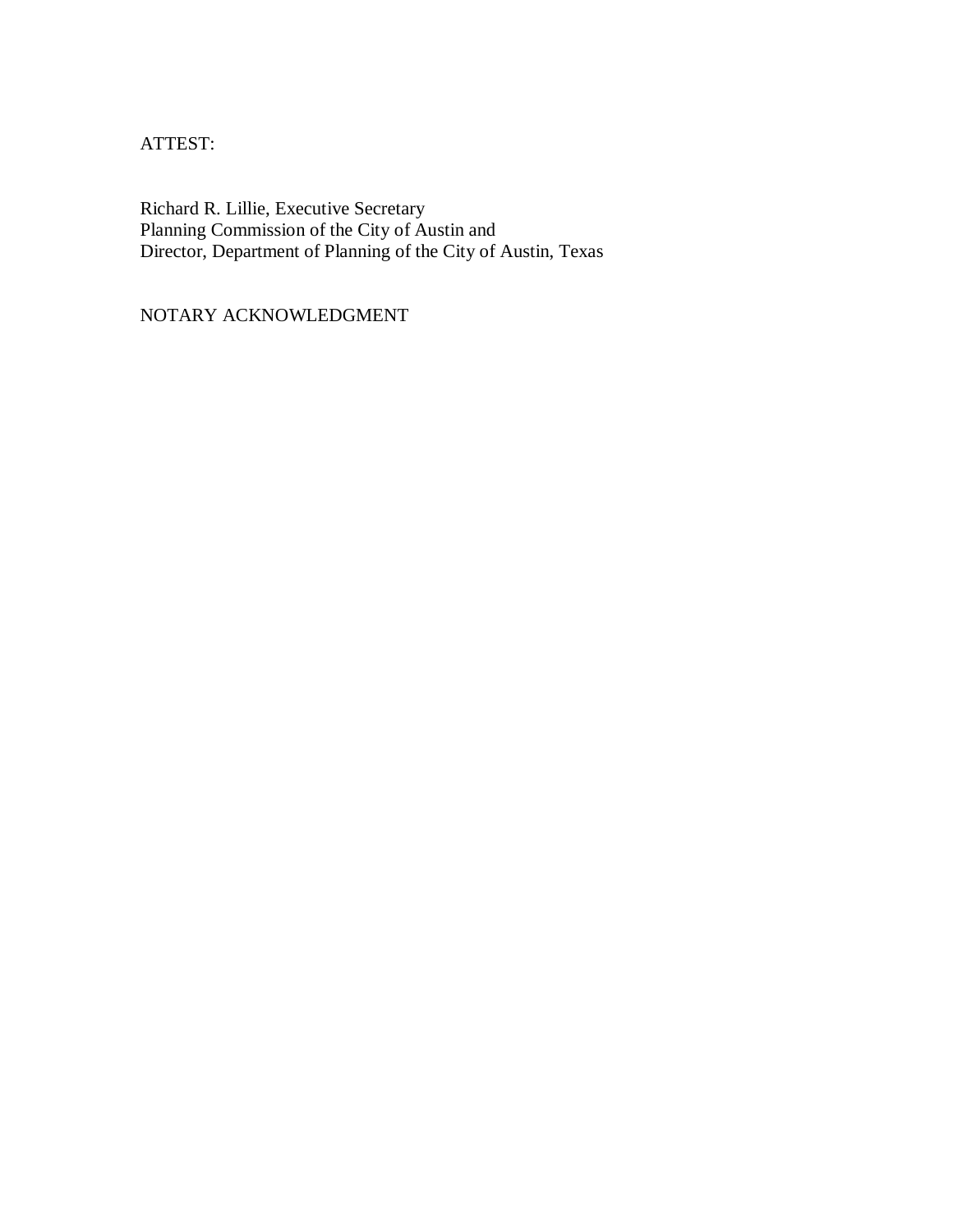ATTEST:

Richard R. Lillie, Executive Secretary
Planning Commission of the City of Austin and
Director, Department of Planning of the City of Austin, Texas

NOTARY ACKNOWLEDGMENT